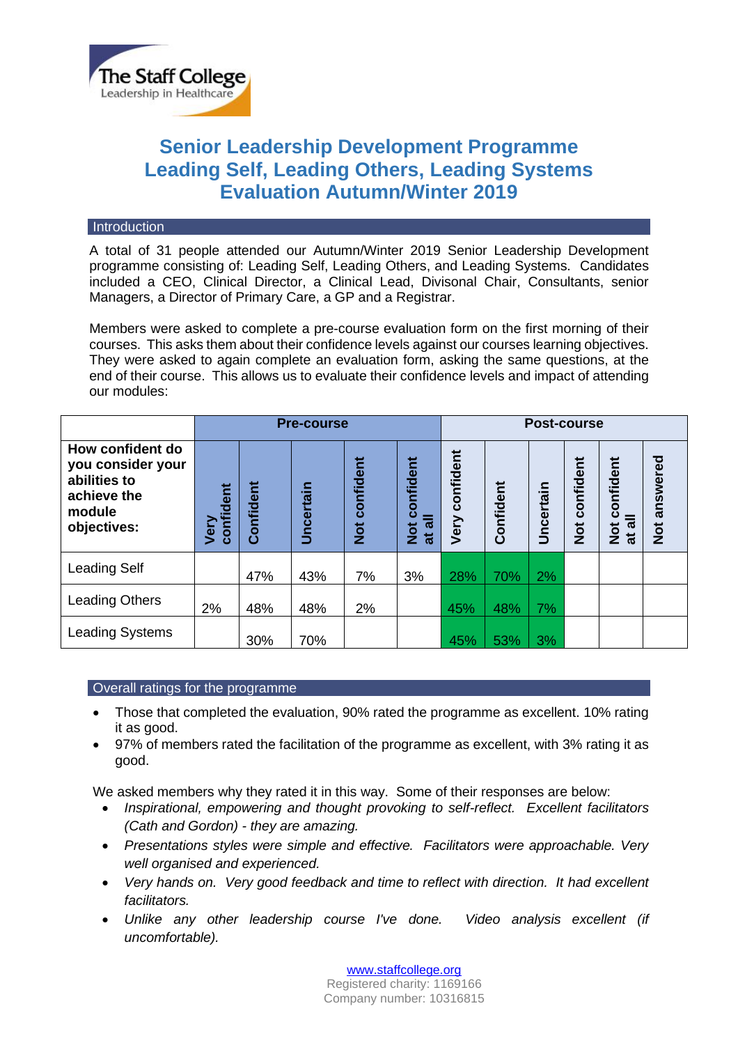# Senior Leadership Development Programme
# Leading Self, Leading Others, Leading Systems
# Evaluation Autumn/Winter 2019

## Introduction

A total of 31 people attended our Autumn/Winter 2019 Senior Leadership Development programme consisting of: Leading Self, Leading Others, and Leading Systems. Candidates included a CEO, Clinical Director, a Clinical Lead, Divisonal Chair, Consultants, senior Managers, a Director of Primary Care, a GP and a Registrar.

Members were asked to complete a pre-course evaluation form on the first morning of their courses. This asks them about their confidence levels against our courses learning objectives. They were asked to again complete an evaluation form, asking the same questions, at the end of their course. This allows us to evaluate their confidence levels and impact of attending our modules:

| | Pre-course | | | | | Post-course | | | | | |
|---|---|---|---|---|---|---|---|---|---|---|---|
| **How confident do you consider your abilities to achieve the module objectives:** | **Very confident** | **Confident** | **Uncertain** | **Not confident** | **Not confident at all** | **Very confident** | **Confident** | **Uncertain** | **Not confident** | **Not confident at all** | **Not answered** |
| Leading Self | | 47% | 43% | 7% | 3% | 28% | 70% | 2% | | | |
| Leading Others | 2% | 48% | 48% | 2% | | 45% | 48% | 7% | | | |
| Leading Systems | | 30% | 70% | | | 45% | 53% | 3% | | | |

## Overall ratings for the programme

- Those that completed the evaluation, 90% rated the programme as excellent. 10% rating it as good.
- 97% of members rated the facilitation of the programme as excellent, with 3% rating it as good.

We asked members why they rated it in this way. Some of their responses are below:

- *Inspirational, empowering and thought provoking to self-reflect. Excellent facilitators (Cath and Gordon) - they are amazing.*
- *Presentations styles were simple and effective. Facilitators were approachable. Very well organised and experienced.*
- *Very hands on. Very good feedback and time to reflect with direction. It had excellent facilitators.*
- *Unlike any other leadership course I've done. Video analysis excellent (if uncomfortable).*

www.staffcollege.org
Registered charity: 1169166
Company number: 10316815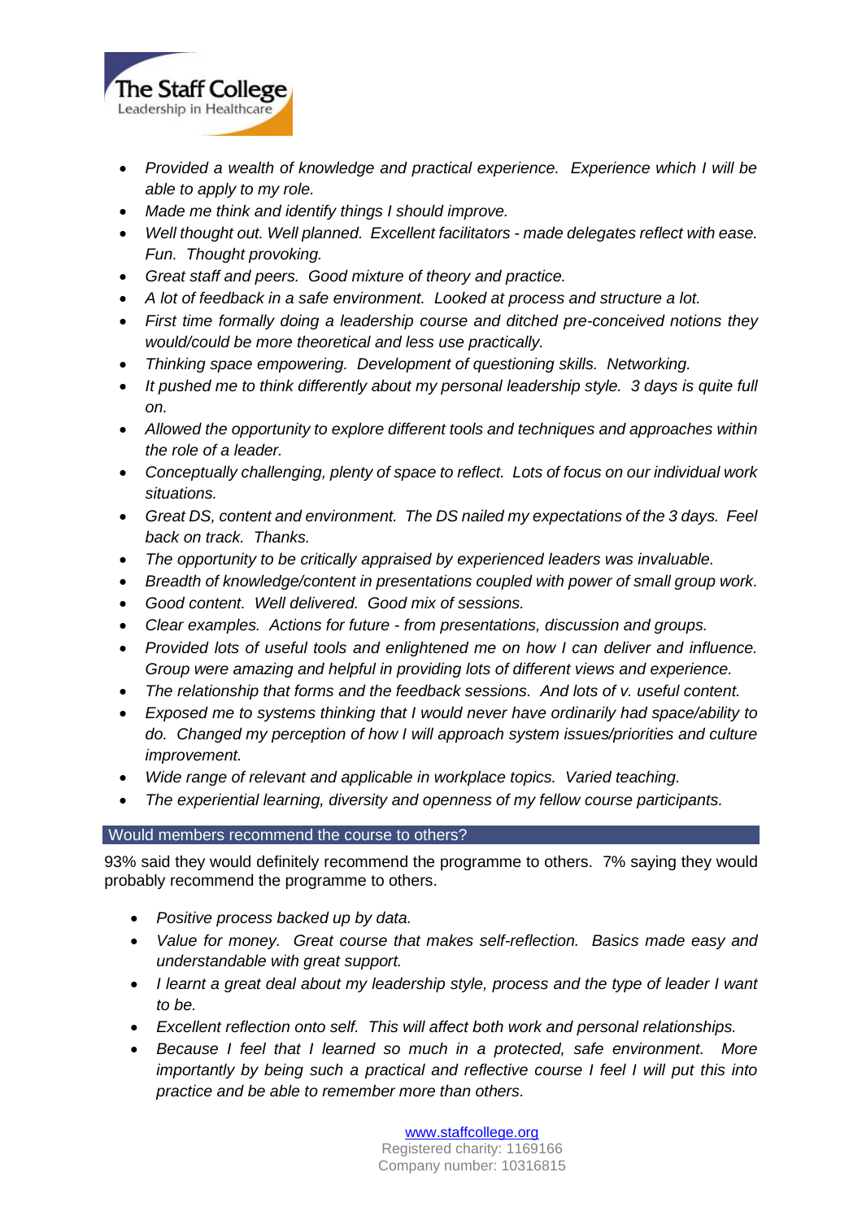- *Provided a wealth of knowledge and practical experience. Experience which I will be able to apply to my role.*
- *Made me think and identify things I should improve.*
- *Well thought out. Well planned. Excellent facilitators - made delegates reflect with ease. Fun. Thought provoking.*
- *Great staff and peers. Good mixture of theory and practice.*
- *A lot of feedback in a safe environment. Looked at process and structure a lot.*
- *First time formally doing a leadership course and ditched pre-conceived notions they would/could be more theoretical and less use practically.*
- *Thinking space empowering. Development of questioning skills. Networking.*
- *It pushed me to think differently about my personal leadership style. 3 days is quite full on.*
- *Allowed the opportunity to explore different tools and techniques and approaches within the role of a leader.*
- *Conceptually challenging, plenty of space to reflect. Lots of focus on our individual work situations.*
- *Great DS, content and environment. The DS nailed my expectations of the 3 days. Feel back on track. Thanks.*
- *The opportunity to be critically appraised by experienced leaders was invaluable.*
- *Breadth of knowledge/content in presentations coupled with power of small group work.*
- *Good content. Well delivered. Good mix of sessions.*
- *Clear examples. Actions for future - from presentations, discussion and groups.*
- *Provided lots of useful tools and enlightened me on how I can deliver and influence. Group were amazing and helpful in providing lots of different views and experience.*
- *The relationship that forms and the feedback sessions. And lots of v. useful content.*
- *Exposed me to systems thinking that I would never have ordinarily had space/ability to do. Changed my perception of how I will approach system issues/priorities and culture improvement.*
- *Wide range of relevant and applicable in workplace topics. Varied teaching.*
- *The experiential learning, diversity and openness of my fellow course participants.*

## Would members recommend the course to others?

93% said they would definitely recommend the programme to others. 7% saying they would probably recommend the programme to others.

- *Positive process backed up by data.*
- *Value for money. Great course that makes self-reflection. Basics made easy and understandable with great support.*
- *I learnt a great deal about my leadership style, process and the type of leader I want to be.*
- *Excellent reflection onto self. This will affect both work and personal relationships.*
- *Because I feel that I learned so much in a protected, safe environment. More importantly by being such a practical and reflective course I feel I will put this into practice and be able to remember more than others.*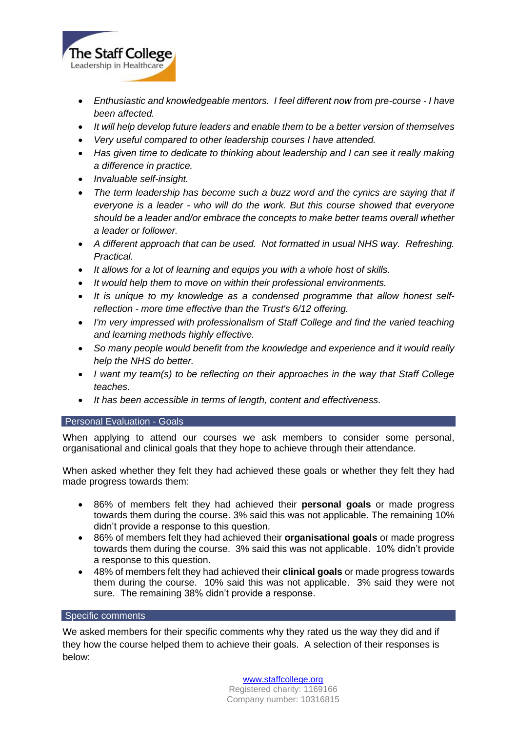- *Enthusiastic and knowledgeable mentors. I feel different now from pre-course - I have been affected.*
- *It will help develop future leaders and enable them to be a better version of themselves*
- *Very useful compared to other leadership courses I have attended.*
- *Has given time to dedicate to thinking about leadership and I can see it really making a difference in practice.*
- *Invaluable self-insight.*
- *The term leadership has become such a buzz word and the cynics are saying that if everyone is a leader - who will do the work. But this course showed that everyone should be a leader and/or embrace the concepts to make better teams overall whether a leader or follower.*
- *A different approach that can be used. Not formatted in usual NHS way. Refreshing. Practical.*
- *It allows for a lot of learning and equips you with a whole host of skills.*
- *It would help them to move on within their professional environments.*
- *It is unique to my knowledge as a condensed programme that allow honest self-reflection - more time effective than the Trust's 6/12 offering.*
- *I'm very impressed with professionalism of Staff College and find the varied teaching and learning methods highly effective.*
- *So many people would benefit from the knowledge and experience and it would really help the NHS do better.*
- *I want my team(s) to be reflecting on their approaches in the way that Staff College teaches.*
- *It has been accessible in terms of length, content and effectiveness.*

## Personal Evaluation - Goals

When applying to attend our courses we ask members to consider some personal, organisational and clinical goals that they hope to achieve through their attendance.

When asked whether they felt they had achieved these goals or whether they felt they had made progress towards them:

- 86% of members felt they had achieved their **personal goals** or made progress towards them during the course. 3% said this was not applicable. The remaining 10% didn't provide a response to this question.
- 86% of members felt they had achieved their **organisational goals** or made progress towards them during the course. 3% said this was not applicable. 10% didn't provide a response to this question.
- 48% of members felt they had achieved their **clinical goals** or made progress towards them during the course. 10% said this was not applicable. 3% said they were not sure. The remaining 38% didn't provide a response.

## Specific comments

We asked members for their specific comments why they rated us the way they did and if they how the course helped them to achieve their goals. A selection of their responses is below: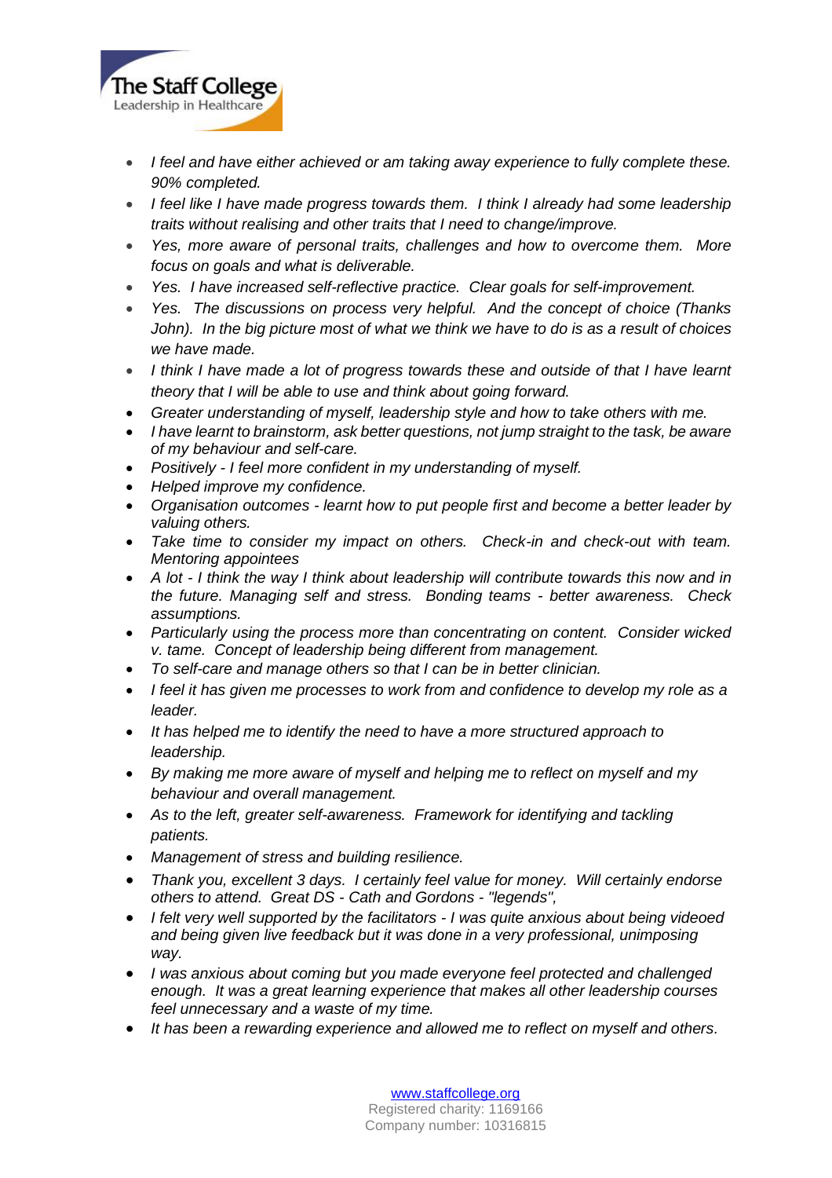- *I feel and have either achieved or am taking away experience to fully complete these. 90% completed.*
- *I feel like I have made progress towards them. I think I already had some leadership traits without realising and other traits that I need to change/improve.*
- *Yes, more aware of personal traits, challenges and how to overcome them. More focus on goals and what is deliverable.*
- *Yes. I have increased self-reflective practice. Clear goals for self-improvement.*
- *Yes. The discussions on process very helpful. And the concept of choice (Thanks John). In the big picture most of what we think we have to do is as a result of choices we have made.*
- *I think I have made a lot of progress towards these and outside of that I have learnt theory that I will be able to use and think about going forward.*
- *Greater understanding of myself, leadership style and how to take others with me.*
- *I have learnt to brainstorm, ask better questions, not jump straight to the task, be aware of my behaviour and self-care.*
- *Positively - I feel more confident in my understanding of myself.*
- *Helped improve my confidence.*
- *Organisation outcomes - learnt how to put people first and become a better leader by valuing others.*
- *Take time to consider my impact on others. Check-in and check-out with team. Mentoring appointees*
- *A lot - I think the way I think about leadership will contribute towards this now and in the future. Managing self and stress. Bonding teams - better awareness. Check assumptions.*
- *Particularly using the process more than concentrating on content. Consider wicked v. tame. Concept of leadership being different from management.*
- *To self-care and manage others so that I can be in better clinician.*
- *I feel it has given me processes to work from and confidence to develop my role as a leader.*
- *It has helped me to identify the need to have a more structured approach to leadership.*
- *By making me more aware of myself and helping me to reflect on myself and my behaviour and overall management.*
- *As to the left, greater self-awareness. Framework for identifying and tackling patients.*
- *Management of stress and building resilience.*
- *Thank you, excellent 3 days. I certainly feel value for money. Will certainly endorse others to attend. Great DS - Cath and Gordons - "legends",*
- *I felt very well supported by the facilitators - I was quite anxious about being videoed and being given live feedback but it was done in a very professional, unimposing way.*
- *I was anxious about coming but you made everyone feel protected and challenged enough. It was a great learning experience that makes all other leadership courses feel unnecessary and a waste of my time.*
- *It has been a rewarding experience and allowed me to reflect on myself and others.*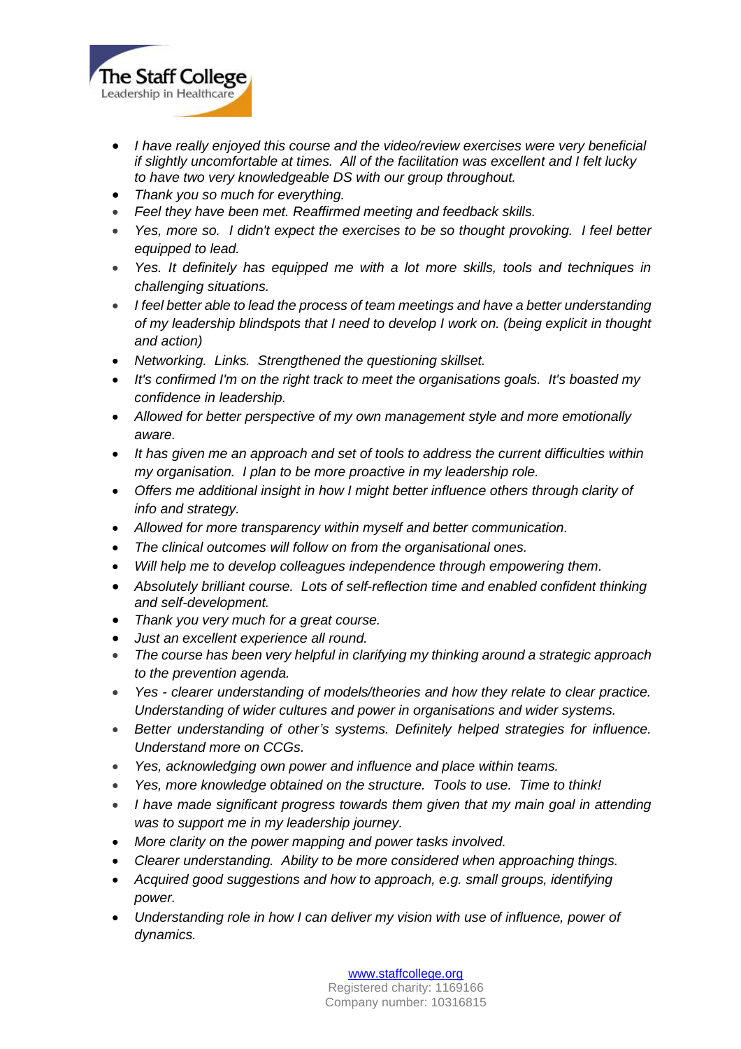- *I have really enjoyed this course and the video/review exercises were very beneficial if slightly uncomfortable at times. All of the facilitation was excellent and I felt lucky to have two very knowledgeable DS with our group throughout.*
- *Thank you so much for everything.*
- *Feel they have been met. Reaffirmed meeting and feedback skills.*
- *Yes, more so. I didn't expect the exercises to be so thought provoking. I feel better equipped to lead.*
- *Yes. It definitely has equipped me with a lot more skills, tools and techniques in challenging situations.*
- *I feel better able to lead the process of team meetings and have a better understanding of my leadership blindspots that I need to develop I work on. (being explicit in thought and action)*
- *Networking. Links. Strengthened the questioning skillset.*
- *It's confirmed I'm on the right track to meet the organisations goals. It's boasted my confidence in leadership.*
- *Allowed for better perspective of my own management style and more emotionally aware.*
- *It has given me an approach and set of tools to address the current difficulties within my organisation. I plan to be more proactive in my leadership role.*
- *Offers me additional insight in how I might better influence others through clarity of info and strategy.*
- *Allowed for more transparency within myself and better communication.*
- *The clinical outcomes will follow on from the organisational ones.*
- *Will help me to develop colleagues independence through empowering them.*
- *Absolutely brilliant course. Lots of self-reflection time and enabled confident thinking and self-development.*
- *Thank you very much for a great course.*
- *Just an excellent experience all round.*
- *The course has been very helpful in clarifying my thinking around a strategic approach to the prevention agenda.*
- *Yes - clearer understanding of models/theories and how they relate to clear practice. Understanding of wider cultures and power in organisations and wider systems.*
- *Better understanding of other's systems. Definitely helped strategies for influence. Understand more on CCGs.*
- *Yes, acknowledging own power and influence and place within teams.*
- *Yes, more knowledge obtained on the structure. Tools to use. Time to think!*
- *I have made significant progress towards them given that my main goal in attending was to support me in my leadership journey.*
- *More clarity on the power mapping and power tasks involved.*
- *Clearer understanding. Ability to be more considered when approaching things.*
- *Acquired good suggestions and how to approach, e.g. small groups, identifying power.*
- *Understanding role in how I can deliver my vision with use of influence, power of dynamics.*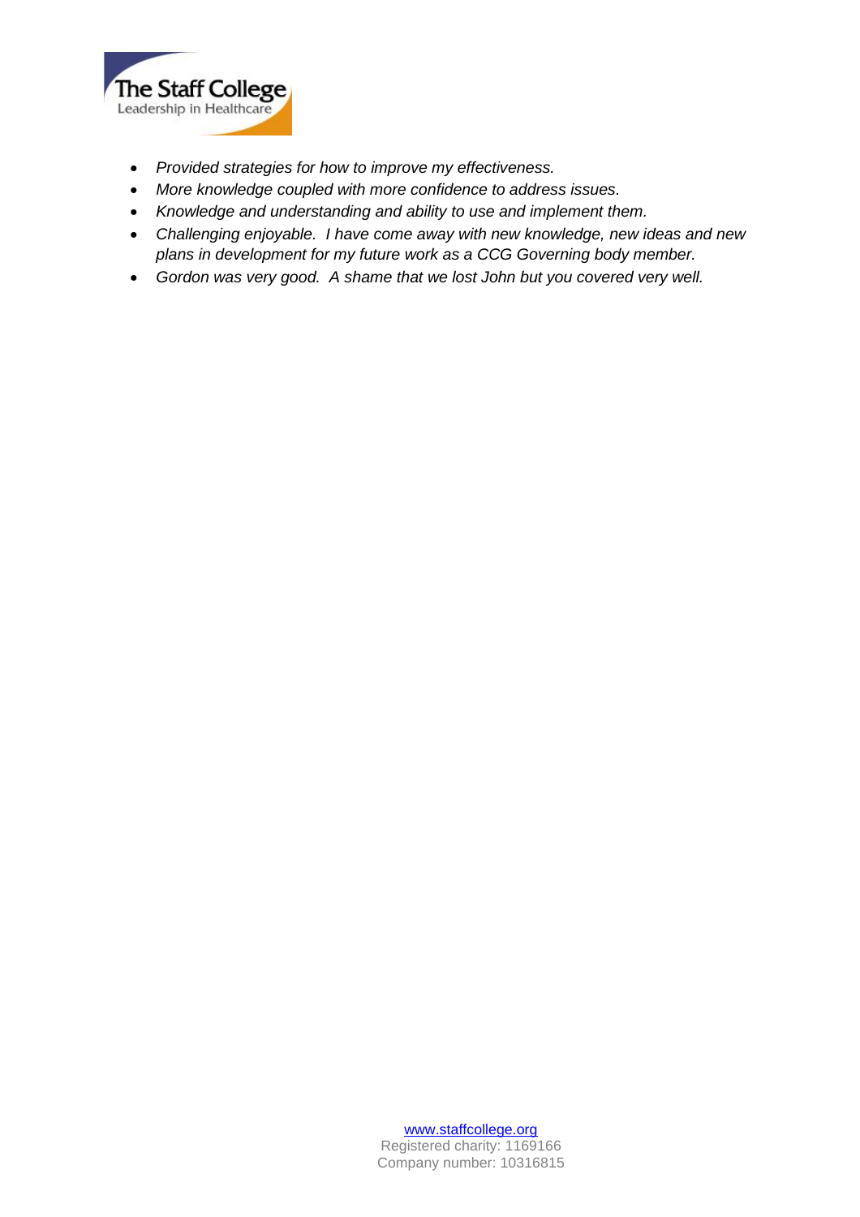- *Provided strategies for how to improve my effectiveness.*
- *More knowledge coupled with more confidence to address issues.*
- *Knowledge and understanding and ability to use and implement them.*
- *Challenging enjoyable. I have come away with new knowledge, new ideas and new plans in development for my future work as a CCG Governing body member.*
- *Gordon was very good. A shame that we lost John but you covered very well.*